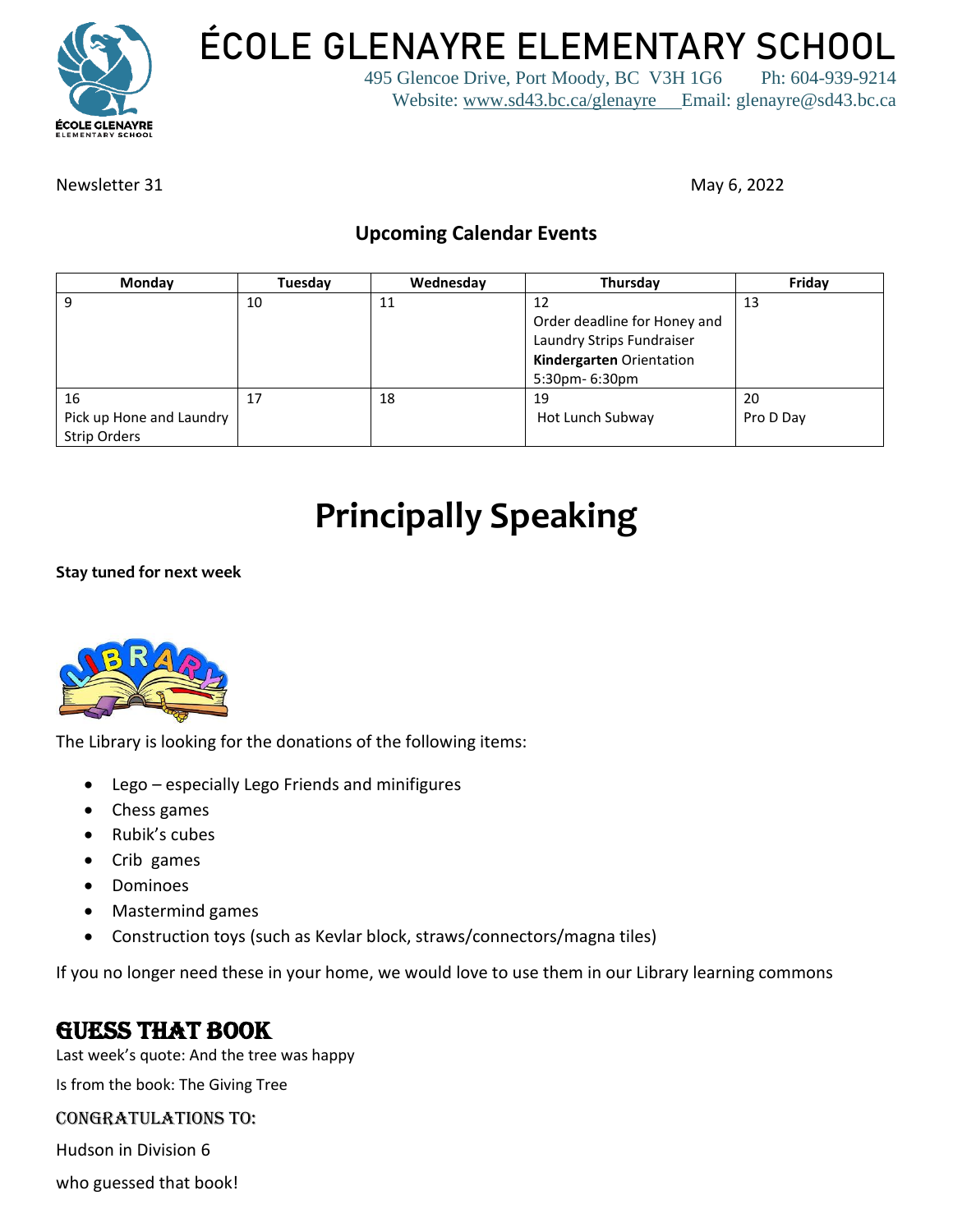# ÉCOLE GLENAYRE ELEMENTARY SCHOOL

495 Glencoe Drive, Port Moody, BC V3H 1G6 Ph: 604-939-9214
Website: www.sd43.bc.ca/glenayre Email: glenayre@sd43.bc.ca

Newsletter 31 May 6, 2022

## Upcoming Calendar Events

| Monday | Tuesday | Wednesday | Thursday | Friday |
|---|---|---|---|---|
| 9 | 10 | 11 | 12<br>Order deadline for Honey and Laundry Strips Fundraiser<br>**Kindergarten** Orientation 5:30pm- 6:30pm | 13 |
| 16<br>Pick up Hone and Laundry Strip Orders | 17 | 18 | 19<br>Hot Lunch Subway | 20<br>Pro D Day |

# Principally Speaking

**Stay tuned for next week**

The Library is looking for the donations of the following items:

- Lego – especially Lego Friends and minifigures
- Chess games
- Rubik's cubes
- Crib games
- Dominoes
- Mastermind games
- Construction toys (such as Kevlar block, straws/connectors/magna tiles)

If you no longer need these in your home, we would love to use them in our Library learning commons

## Guess That Book

Last week's quote: And the tree was happy

Is from the book: The Giving Tree

### Congratulations to:

Hudson in Division 6

who guessed that book!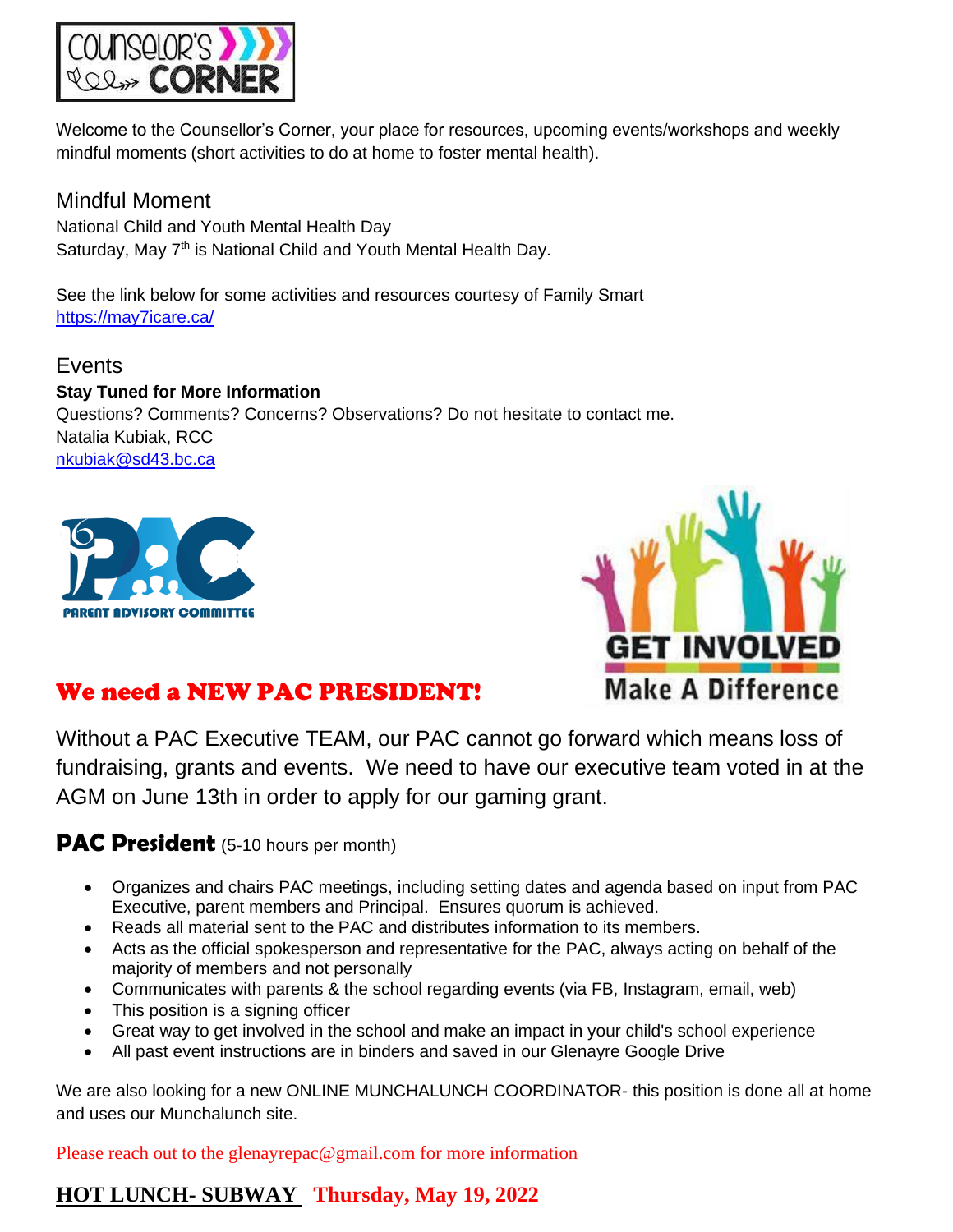# COUNSELOR'S CORNER

Welcome to the Counsellor's Corner, your place for resources, upcoming events/workshops and weekly mindful moments (short activities to do at home to foster mental health).

## Mindful Moment

National Child and Youth Mental Health Day
Saturday, May 7th is National Child and Youth Mental Health Day.

See the link below for some activities and resources courtesy of Family Smart
https://may7icare.ca/

## Events

**Stay Tuned for More Information**
Questions? Comments? Concerns? Observations? Do not hesitate to contact me.
Natalia Kubiak, RCC
nkubiak@sd43.bc.ca

PARENT ADVISORY COMMITTEE

GET INVOLVED
Make A Difference

## We need a NEW PAC PRESIDENT!

Without a PAC Executive TEAM, our PAC cannot go forward which means loss of fundraising, grants and events. We need to have our executive team voted in at the AGM on June 13th in order to apply for our gaming grant.

### PAC President (5-10 hours per month)

- Organizes and chairs PAC meetings, including setting dates and agenda based on input from PAC Executive, parent members and Principal. Ensures quorum is achieved.
- Reads all material sent to the PAC and distributes information to its members.
- Acts as the official spokesperson and representative for the PAC, always acting on behalf of the majority of members and not personally
- Communicates with parents & the school regarding events (via FB, Instagram, email, web)
- This position is a signing officer
- Great way to get involved in the school and make an impact in your child's school experience
- All past event instructions are in binders and saved in our Glenayre Google Drive

We are also looking for a new ONLINE MUNCHALUNCH COORDINATOR- this position is done all at home and uses our Munchalunch site.

Please reach out to the glenayrepac@gmail.com for more information

## HOT LUNCH- SUBWAY Thursday, May 19, 2022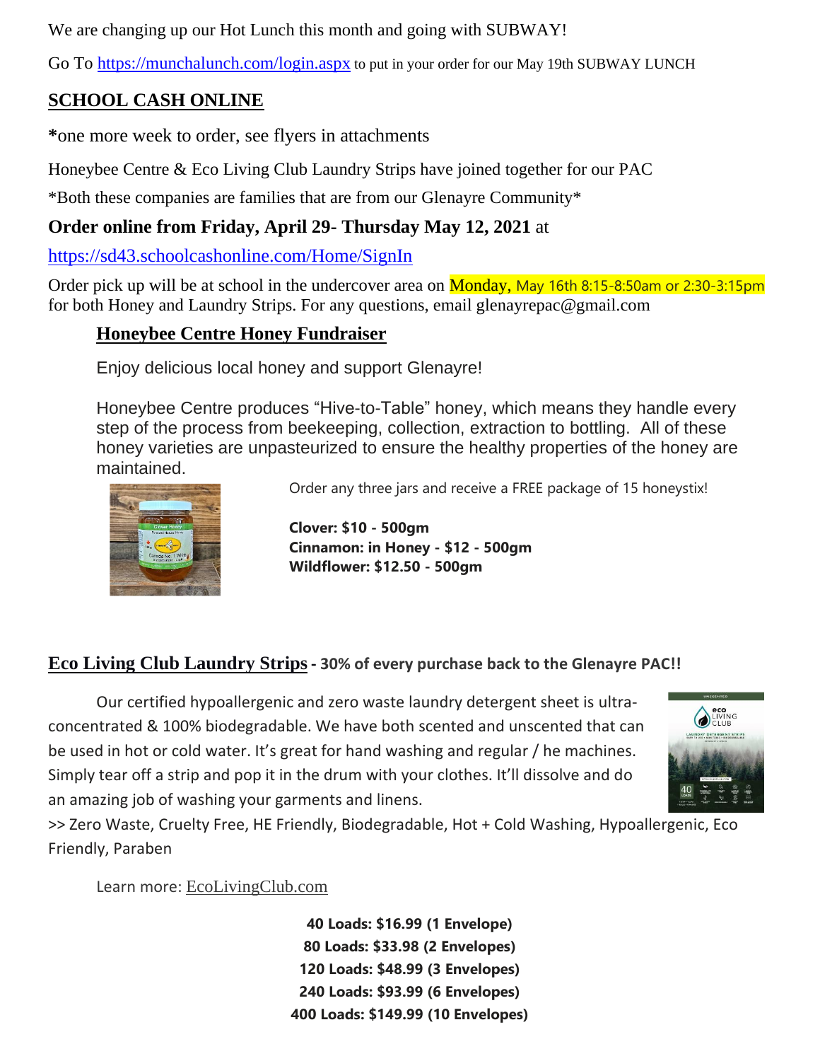We are changing up our Hot Lunch this month and going with SUBWAY!

Go To https://munchalunch.com/login.aspx to put in your order for our May 19th SUBWAY LUNCH

## SCHOOL CASH ONLINE

*one more week to order, see flyers in attachments

Honeybee Centre & Eco Living Club Laundry Strips have joined together for our PAC

*Both these companies are families that are from our Glenayre Community*

**Order online from Friday, April 29- Thursday May 12, 2021** at

https://sd43.schoolcashonline.com/Home/SignIn

Order pick up will be at school in the undercover area on Monday, May 16th 8:15-8:50am or 2:30-3:15pm for both Honey and Laundry Strips. For any questions, email glenayrepac@gmail.com

### Honeybee Centre Honey Fundraiser

Enjoy delicious local honey and support Glenayre!

Honeybee Centre produces "Hive-to-Table" honey, which means they handle every step of the process from beekeeping, collection, extraction to bottling. All of these honey varieties are unpasteurized to ensure the healthy properties of the honey are maintained.

Order any three jars and receive a FREE package of 15 honeystix!

**Clover: $10 - 500gm**
**Cinnamon: in Honey - $12 - 500gm**
**Wildflower: $12.50 - 500gm**

### Eco Living Club Laundry Strips - 30% of every purchase back to the Glenayre PAC!!

Our certified hypoallergenic and zero waste laundry detergent sheet is ultra-concentrated & 100% biodegradable. We have both scented and unscented that can be used in hot or cold water. It's great for hand washing and regular / he machines. Simply tear off a strip and pop it in the drum with your clothes. It'll dissolve and do an amazing job of washing your garments and linens.

>> Zero Waste, Cruelty Free, HE Friendly, Biodegradable, Hot + Cold Washing, Hypoallergenic, Eco Friendly, Paraben

Learn more: EcoLivingClub.com

**40 Loads: $16.99 (1 Envelope)**
**80 Loads: $33.98 (2 Envelopes)**
**120 Loads: $48.99 (3 Envelopes)**
**240 Loads: $93.99 (6 Envelopes)**
**400 Loads: $149.99 (10 Envelopes)**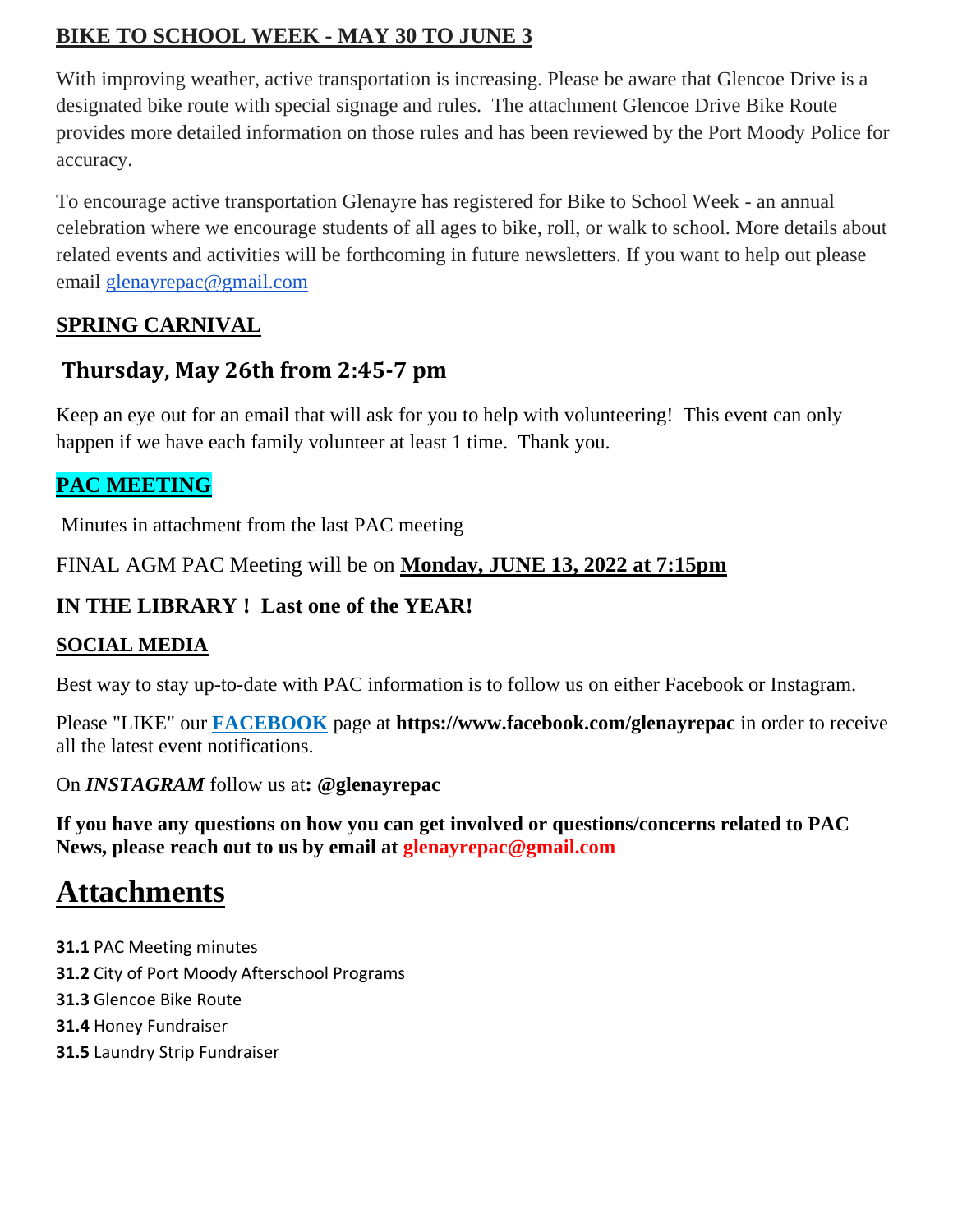## BIKE TO SCHOOL WEEK - MAY 30 TO JUNE 3

With improving weather, active transportation is increasing. Please be aware that Glencoe Drive is a designated bike route with special signage and rules. The attachment Glencoe Drive Bike Route provides more detailed information on those rules and has been reviewed by the Port Moody Police for accuracy.

To encourage active transportation Glenayre has registered for Bike to School Week - an annual celebration where we encourage students of all ages to bike, roll, or walk to school. More details about related events and activities will be forthcoming in future newsletters. If you want to help out please email glenayrepac@gmail.com

## SPRING CARNIVAL

### Thursday, May 26th from 2:45-7 pm

Keep an eye out for an email that will ask for you to help with volunteering! This event can only happen if we have each family volunteer at least 1 time. Thank you.

## PAC MEETING

Minutes in attachment from the last PAC meeting

FINAL AGM PAC Meeting will be on **Monday, JUNE 13, 2022 at 7:15pm**

**IN THE LIBRARY ! Last one of the YEAR!**

## SOCIAL MEDIA

Best way to stay up-to-date with PAC information is to follow us on either Facebook or Instagram.

Please "LIKE" our **FACEBOOK** page at **https://www.facebook.com/glenayrepac** in order to receive all the latest event notifications.

On ***INSTAGRAM*** follow us at**: @glenayrepac**

**If you have any questions on how you can get involved or questions/concerns related to PAC News, please reach out to us by email at glenayrepac@gmail.com**

# Attachments

**31.1** PAC Meeting minutes
**31.2** City of Port Moody Afterschool Programs
**31.3** Glencoe Bike Route
**31.4** Honey Fundraiser
**31.5** Laundry Strip Fundraiser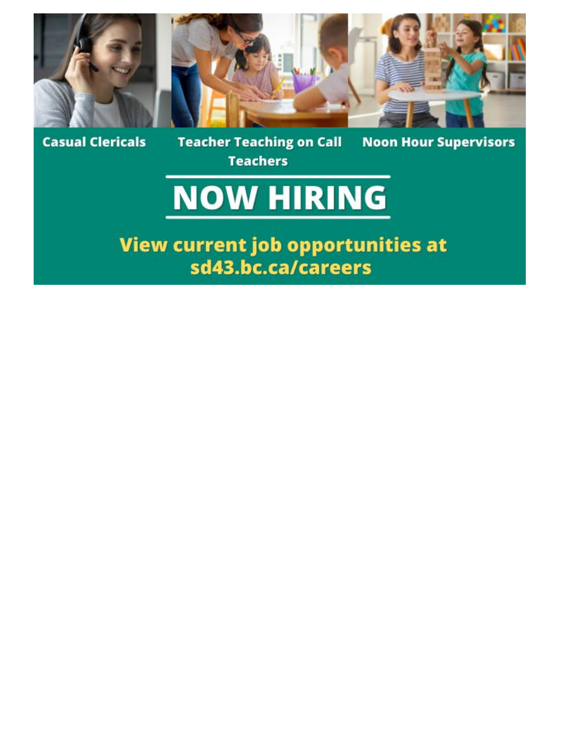Casual Clericals

Teacher Teaching on Call Teachers

Noon Hour Supervisors

# NOW HIRING

**View current job opportunities at sd43.bc.ca/careers**